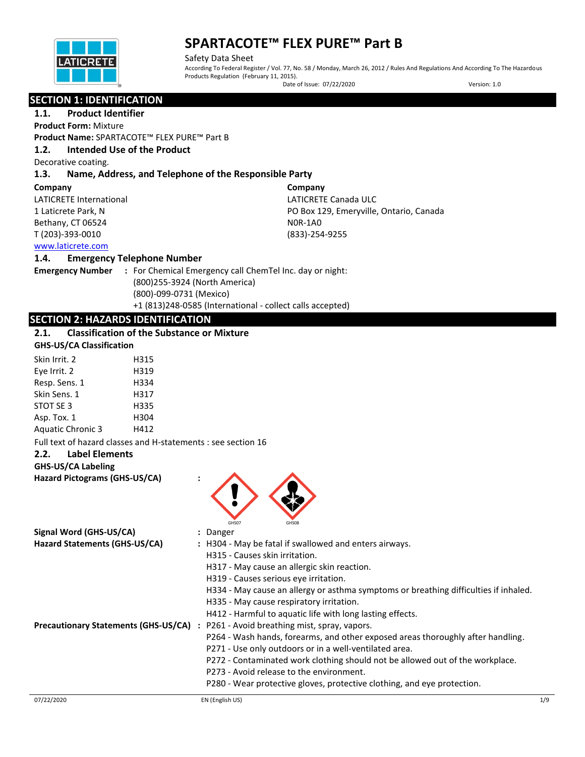# SPARTACOTE™ FLEX PURE™ Part B

Safety Data Sheet

According To Federal Register / Vol. 77, No. 58 / Monday, March 26, 2012 / Rules And Regulations And According To The Hazardous Products Regulation (February 11, 2015).

Date of Issue: 07/22/2020 Version: 1.0

## SECTION 1: IDENTIFICATION

### 1.1. Product Identifier

**Product Form:** Mixture

**Product Name:** SPARTACOTE™ FLEX PURE™ Part B

### 1.2. Intended Use of the Product

Decorative coating.

### 1.3. Name, Address, and Telephone of the Responsible Party

**Company**
LATICRETE International
1 Laticrete Park, N
Bethany, CT 06524
T (203)-393-0010
www.laticrete.com

**Company**
LATICRETE Canada ULC
PO Box 129, Emeryville, Ontario, Canada
N0R-1A0
(833)-254-9255

### 1.4. Emergency Telephone Number

**Emergency Number** : For Chemical Emergency call ChemTel Inc. day or night:
(800)255-3924 (North America)
(800)-099-0731 (Mexico)
+1 (813)248-0585 (International - collect calls accepted)

## SECTION 2: HAZARDS IDENTIFICATION

### 2.1. Classification of the Substance or Mixture

**GHS-US/CA Classification**

| | |
|---|---|
| Skin Irrit. 2 | H315 |
| Eye Irrit. 2 | H319 |
| Resp. Sens. 1 | H334 |
| Skin Sens. 1 | H317 |
| STOT SE 3 | H335 |
| Asp. Tox. 1 | H304 |
| Aquatic Chronic 3 | H412 |

Full text of hazard classes and H-statements : see section 16

### 2.2. Label Elements

**GHS-US/CA Labeling**

**Hazard Pictograms (GHS-US/CA)** :

GHS07 GHS08

**Signal Word (GHS-US/CA)** : Danger

**Hazard Statements (GHS-US/CA)** :
H304 - May be fatal if swallowed and enters airways.
H315 - Causes skin irritation.
H317 - May cause an allergic skin reaction.
H319 - Causes serious eye irritation.
H334 - May cause an allergy or asthma symptoms or breathing difficulties if inhaled.
H335 - May cause respiratory irritation.
H412 - Harmful to aquatic life with long lasting effects.

**Precautionary Statements (GHS-US/CA)** :
P261 - Avoid breathing mist, spray, vapors.
P264 - Wash hands, forearms, and other exposed areas thoroughly after handling.
P271 - Use only outdoors or in a well-ventilated area.
P272 - Contaminated work clothing should not be allowed out of the workplace.
P273 - Avoid release to the environment.
P280 - Wear protective gloves, protective clothing, and eye protection.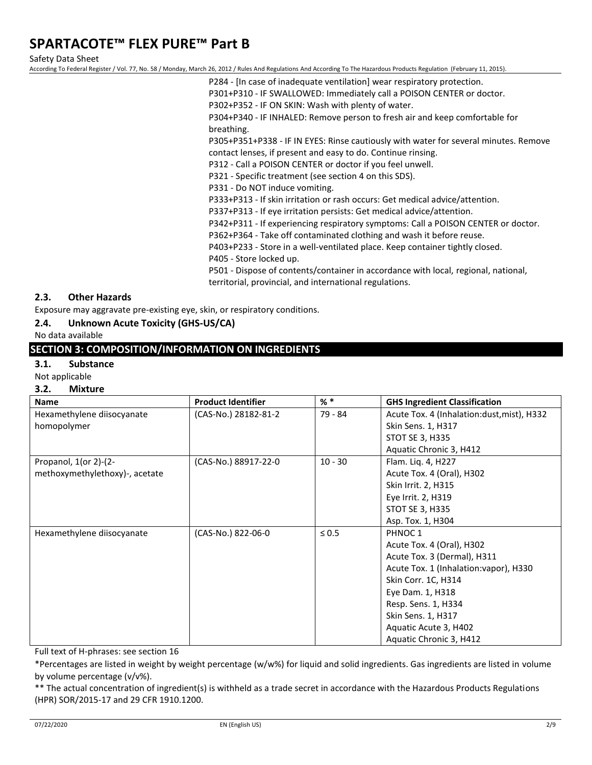P284 - [In case of inadequate ventilation] wear respiratory protection.
P301+P310 - IF SWALLOWED: Immediately call a POISON CENTER or doctor.
P302+P352 - IF ON SKIN: Wash with plenty of water.
P304+P340 - IF INHALED: Remove person to fresh air and keep comfortable for breathing.
P305+P351+P338 - IF IN EYES: Rinse cautiously with water for several minutes. Remove contact lenses, if present and easy to do. Continue rinsing.
P312 - Call a POISON CENTER or doctor if you feel unwell.
P321 - Specific treatment (see section 4 on this SDS).
P331 - Do NOT induce vomiting.
P333+P313 - If skin irritation or rash occurs: Get medical advice/attention.
P337+P313 - If eye irritation persists: Get medical advice/attention.
P342+P311 - If experiencing respiratory symptoms: Call a POISON CENTER or doctor.
P362+P364 - Take off contaminated clothing and wash it before reuse.
P403+P233 - Store in a well-ventilated place. Keep container tightly closed.
P405 - Store locked up.
P501 - Dispose of contents/container in accordance with local, regional, national, territorial, provincial, and international regulations.

### 2.3. Other Hazards

Exposure may aggravate pre-existing eye, skin, or respiratory conditions.

### 2.4. Unknown Acute Toxicity (GHS-US/CA)

No data available

## SECTION 3: COMPOSITION/INFORMATION ON INGREDIENTS

### 3.1. Substance

Not applicable

### 3.2. Mixture

| Name | Product Identifier | % * | GHS Ingredient Classification |
|---|---|---|---|
| Hexamethylene diisocyanate homopolymer | (CAS-No.) 28182-81-2 | 79 - 84 | Acute Tox. 4 (Inhalation:dust,mist), H332<br>Skin Sens. 1, H317<br>STOT SE 3, H335<br>Aquatic Chronic 3, H412 |
| Propanol, 1(or 2)-(2-methoxymethylethoxy)-, acetate | (CAS-No.) 88917-22-0 | 10 - 30 | Flam. Liq. 4, H227<br>Acute Tox. 4 (Oral), H302<br>Skin Irrit. 2, H315<br>Eye Irrit. 2, H319<br>STOT SE 3, H335<br>Asp. Tox. 1, H304 |
| Hexamethylene diisocyanate | (CAS-No.) 822-06-0 | ≤ 0.5 | PHNOC 1<br>Acute Tox. 4 (Oral), H302<br>Acute Tox. 3 (Dermal), H311<br>Acute Tox. 1 (Inhalation:vapor), H330<br>Skin Corr. 1C, H314<br>Eye Dam. 1, H318<br>Resp. Sens. 1, H334<br>Skin Sens. 1, H317<br>Aquatic Acute 3, H402<br>Aquatic Chronic 3, H412 |

Full text of H-phrases: see section 16

*Percentages are listed in weight by weight percentage (w/w%) for liquid and solid ingredients. Gas ingredients are listed in volume by volume percentage (v/v%).

** The actual concentration of ingredient(s) is withheld as a trade secret in accordance with the Hazardous Products Regulations (HPR) SOR/2015-17 and 29 CFR 1910.1200.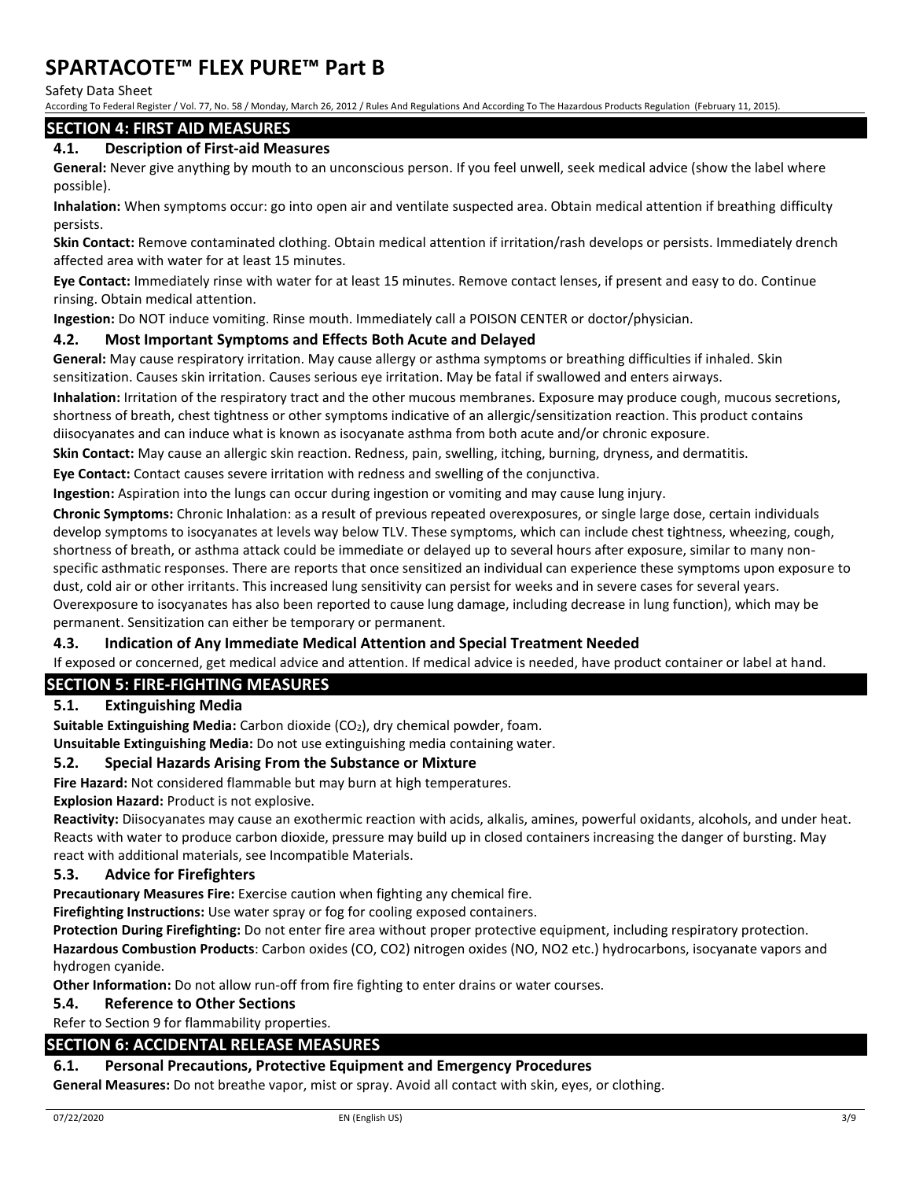## SECTION 4: FIRST AID MEASURES

### 4.1. Description of First-aid Measures

**General:** Never give anything by mouth to an unconscious person. If you feel unwell, seek medical advice (show the label where possible).

**Inhalation:** When symptoms occur: go into open air and ventilate suspected area. Obtain medical attention if breathing difficulty persists.

**Skin Contact:** Remove contaminated clothing. Obtain medical attention if irritation/rash develops or persists. Immediately drench affected area with water for at least 15 minutes.

**Eye Contact:** Immediately rinse with water for at least 15 minutes. Remove contact lenses, if present and easy to do. Continue rinsing. Obtain medical attention.

**Ingestion:** Do NOT induce vomiting. Rinse mouth. Immediately call a POISON CENTER or doctor/physician.

### 4.2. Most Important Symptoms and Effects Both Acute and Delayed

**General:** May cause respiratory irritation. May cause allergy or asthma symptoms or breathing difficulties if inhaled. Skin sensitization. Causes skin irritation. Causes serious eye irritation. May be fatal if swallowed and enters airways.

**Inhalation:** Irritation of the respiratory tract and the other mucous membranes. Exposure may produce cough, mucous secretions, shortness of breath, chest tightness or other symptoms indicative of an allergic/sensitization reaction. This product contains diisocyanates and can induce what is known as isocyanate asthma from both acute and/or chronic exposure.

**Skin Contact:** May cause an allergic skin reaction. Redness, pain, swelling, itching, burning, dryness, and dermatitis.

**Eye Contact:** Contact causes severe irritation with redness and swelling of the conjunctiva.

**Ingestion:** Aspiration into the lungs can occur during ingestion or vomiting and may cause lung injury.

**Chronic Symptoms:** Chronic Inhalation: as a result of previous repeated overexposures, or single large dose, certain individuals develop symptoms to isocyanates at levels way below TLV. These symptoms, which can include chest tightness, wheezing, cough, shortness of breath, or asthma attack could be immediate or delayed up to several hours after exposure, similar to many non-specific asthmatic responses. There are reports that once sensitized an individual can experience these symptoms upon exposure to dust, cold air or other irritants. This increased lung sensitivity can persist for weeks and in severe cases for several years. Overexposure to isocyanates has also been reported to cause lung damage, including decrease in lung function), which may be permanent. Sensitization can either be temporary or permanent.

### 4.3. Indication of Any Immediate Medical Attention and Special Treatment Needed

If exposed or concerned, get medical advice and attention. If medical advice is needed, have product container or label at hand.

## SECTION 5: FIRE-FIGHTING MEASURES

### 5.1. Extinguishing Media

**Suitable Extinguishing Media:** Carbon dioxide ($CO_2$), dry chemical powder, foam.

**Unsuitable Extinguishing Media:** Do not use extinguishing media containing water.

### 5.2. Special Hazards Arising From the Substance or Mixture

**Fire Hazard:** Not considered flammable but may burn at high temperatures.

**Explosion Hazard:** Product is not explosive.

**Reactivity:** Diisocyanates may cause an exothermic reaction with acids, alkalis, amines, powerful oxidants, alcohols, and under heat. Reacts with water to produce carbon dioxide, pressure may build up in closed containers increasing the danger of bursting. May react with additional materials, see Incompatible Materials.

### 5.3. Advice for Firefighters

**Precautionary Measures Fire:** Exercise caution when fighting any chemical fire.

**Firefighting Instructions:** Use water spray or fog for cooling exposed containers.

**Protection During Firefighting:** Do not enter fire area without proper protective equipment, including respiratory protection.

**Hazardous Combustion Products**: Carbon oxides (CO, $CO_2$) nitrogen oxides (NO, $NO_2$ etc.) hydrocarbons, isocyanate vapors and hydrogen cyanide.

**Other Information:** Do not allow run-off from fire fighting to enter drains or water courses.

### 5.4. Reference to Other Sections

Refer to Section 9 for flammability properties.

## SECTION 6: ACCIDENTAL RELEASE MEASURES

### 6.1. Personal Precautions, Protective Equipment and Emergency Procedures

**General Measures:** Do not breathe vapor, mist or spray. Avoid all contact with skin, eyes, or clothing.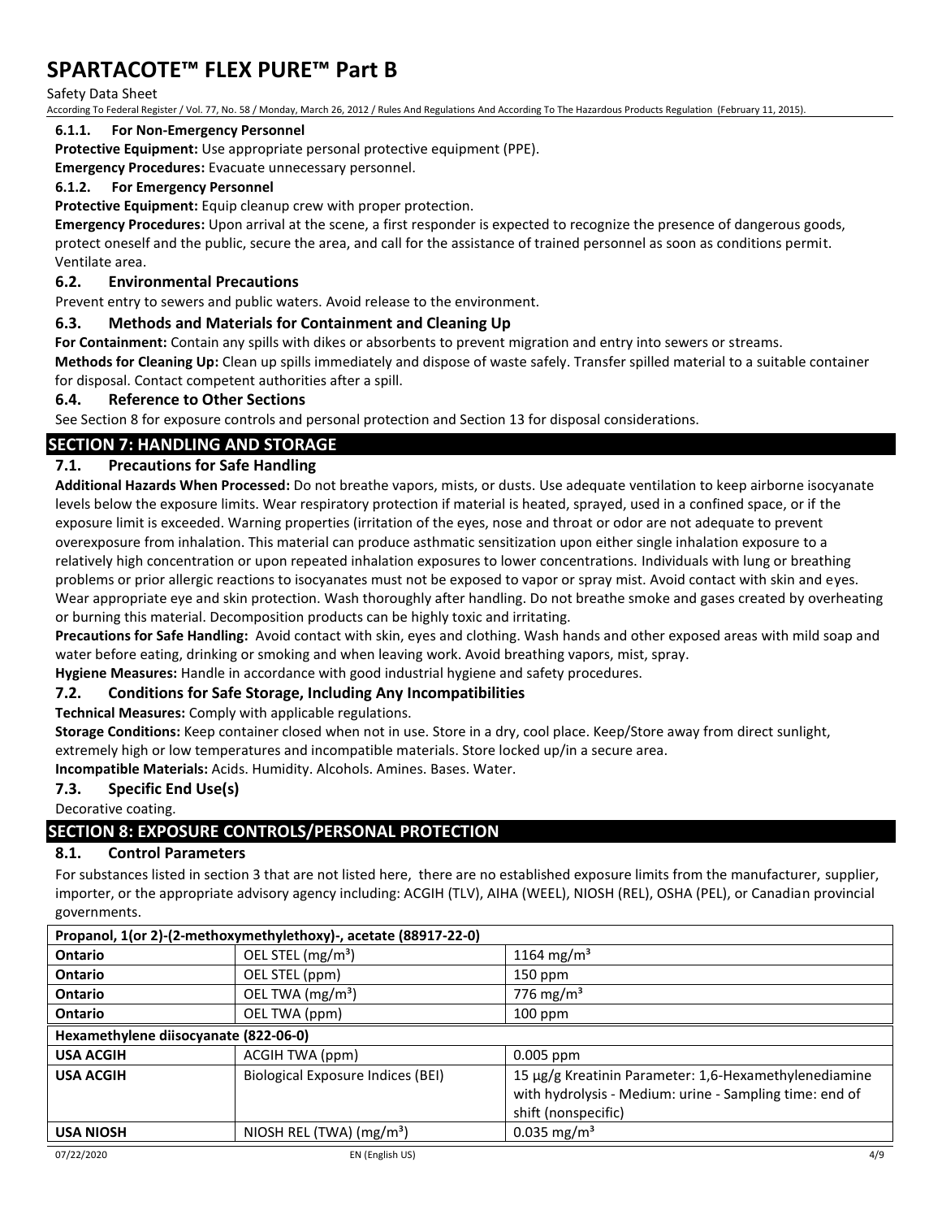#### 6.1.1. For Non-Emergency Personnel

**Protective Equipment:** Use appropriate personal protective equipment (PPE).

**Emergency Procedures:** Evacuate unnecessary personnel.

#### 6.1.2. For Emergency Personnel

**Protective Equipment:** Equip cleanup crew with proper protection.

**Emergency Procedures:** Upon arrival at the scene, a first responder is expected to recognize the presence of dangerous goods, protect oneself and the public, secure the area, and call for the assistance of trained personnel as soon as conditions permit. Ventilate area.

### 6.2. Environmental Precautions

Prevent entry to sewers and public waters. Avoid release to the environment.

### 6.3. Methods and Materials for Containment and Cleaning Up

**For Containment:** Contain any spills with dikes or absorbents to prevent migration and entry into sewers or streams.

**Methods for Cleaning Up:** Clean up spills immediately and dispose of waste safely. Transfer spilled material to a suitable container for disposal. Contact competent authorities after a spill.

### 6.4. Reference to Other Sections

See Section 8 for exposure controls and personal protection and Section 13 for disposal considerations.

## SECTION 7: HANDLING AND STORAGE

### 7.1. Precautions for Safe Handling

**Additional Hazards When Processed:** Do not breathe vapors, mists, or dusts. Use adequate ventilation to keep airborne isocyanate levels below the exposure limits. Wear respiratory protection if material is heated, sprayed, used in a confined space, or if the exposure limit is exceeded. Warning properties (irritation of the eyes, nose and throat or odor are not adequate to prevent overexposure from inhalation. This material can produce asthmatic sensitization upon either single inhalation exposure to a relatively high concentration or upon repeated inhalation exposures to lower concentrations. Individuals with lung or breathing problems or prior allergic reactions to isocyanates must not be exposed to vapor or spray mist. Avoid contact with skin and eyes. Wear appropriate eye and skin protection. Wash thoroughly after handling. Do not breathe smoke and gases created by overheating or burning this material. Decomposition products can be highly toxic and irritating.

**Precautions for Safe Handling:** Avoid contact with skin, eyes and clothing. Wash hands and other exposed areas with mild soap and water before eating, drinking or smoking and when leaving work. Avoid breathing vapors, mist, spray.

**Hygiene Measures:** Handle in accordance with good industrial hygiene and safety procedures.

### 7.2. Conditions for Safe Storage, Including Any Incompatibilities

**Technical Measures:** Comply with applicable regulations.

**Storage Conditions:** Keep container closed when not in use. Store in a dry, cool place. Keep/Store away from direct sunlight, extremely high or low temperatures and incompatible materials. Store locked up/in a secure area.

**Incompatible Materials:** Acids. Humidity. Alcohols. Amines. Bases. Water.

### 7.3. Specific End Use(s)

Decorative coating.

## SECTION 8: EXPOSURE CONTROLS/PERSONAL PROTECTION

### 8.1. Control Parameters

For substances listed in section 3 that are not listed here, there are no established exposure limits from the manufacturer, supplier, importer, or the appropriate advisory agency including: ACGIH (TLV), AIHA (WEEL), NIOSH (REL), OSHA (PEL), or Canadian provincial governments.

| Propanol, 1(or 2)-(2-methoxymethylethoxy)-, acetate (88917-22-0) | | |
|---|---|---|
| **Ontario** | OEL STEL (mg/m³) | 1164 mg/m³ |
| **Ontario** | OEL STEL (ppm) | 150 ppm |
| **Ontario** | OEL TWA (mg/m³) | 776 mg/m³ |
| **Ontario** | OEL TWA (ppm) | 100 ppm |
| **Hexamethylene diisocyanate (822-06-0)** | | |
| **USA ACGIH** | ACGIH TWA (ppm) | 0.005 ppm |
| **USA ACGIH** | Biological Exposure Indices (BEI) | 15 µg/g Kreatinin Parameter: 1,6-Hexamethylenediamine with hydrolysis - Medium: urine - Sampling time: end of shift (nonspecific) |
| **USA NIOSH** | NIOSH REL (TWA) (mg/m³) | 0.035 mg/m³ |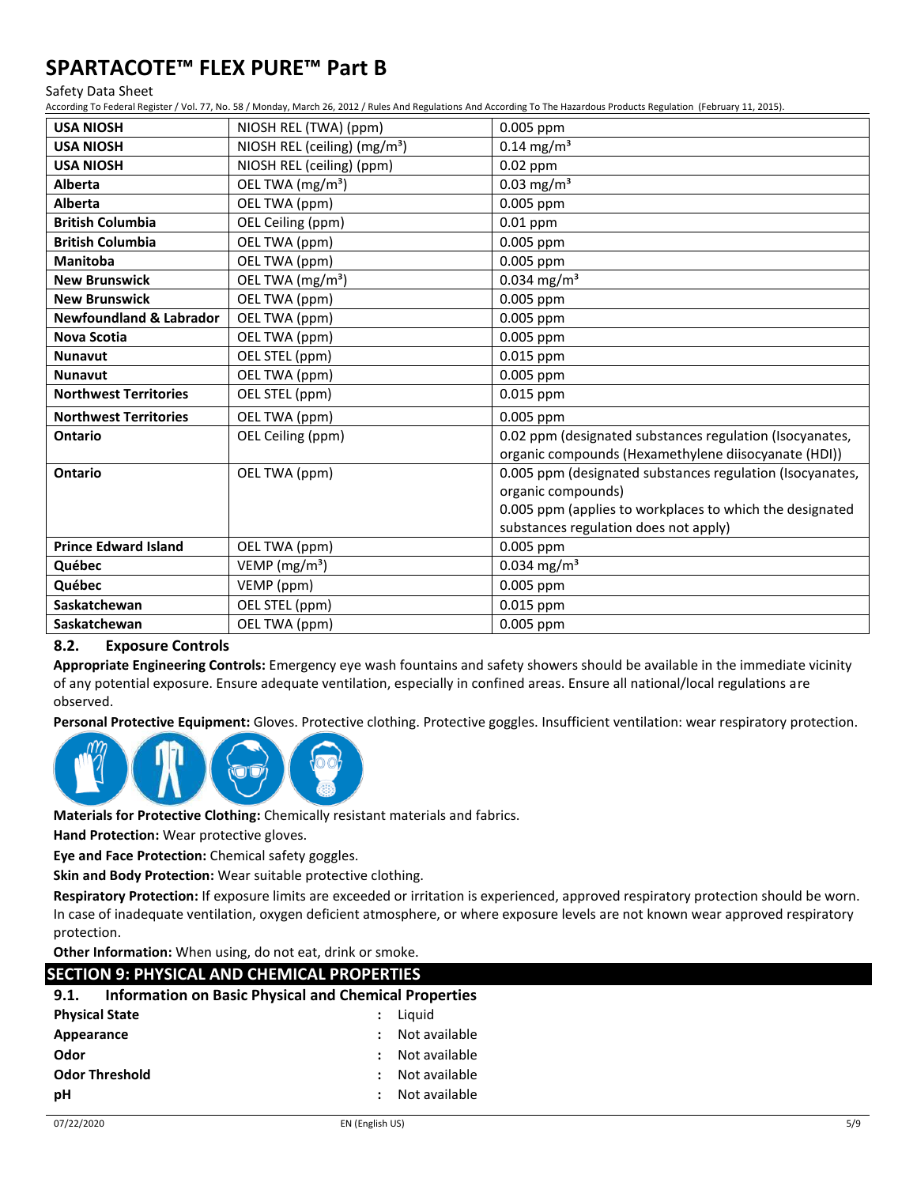| USA NIOSH | NIOSH REL (TWA) (ppm) | 0.005 ppm |
|---|---|---|
| **USA NIOSH** | NIOSH REL (ceiling) ($mg/m^3$) | 0.14 $mg/m^3$ |
| **USA NIOSH** | NIOSH REL (ceiling) (ppm) | 0.02 ppm |
| **Alberta** | OEL TWA ($mg/m^3$) | 0.03 $mg/m^3$ |
| **Alberta** | OEL TWA (ppm) | 0.005 ppm |
| **British Columbia** | OEL Ceiling (ppm) | 0.01 ppm |
| **British Columbia** | OEL TWA (ppm) | 0.005 ppm |
| **Manitoba** | OEL TWA (ppm) | 0.005 ppm |
| **New Brunswick** | OEL TWA ($mg/m^3$) | 0.034 $mg/m^3$ |
| **New Brunswick** | OEL TWA (ppm) | 0.005 ppm |
| **Newfoundland & Labrador** | OEL TWA (ppm) | 0.005 ppm |
| **Nova Scotia** | OEL TWA (ppm) | 0.005 ppm |
| **Nunavut** | OEL STEL (ppm) | 0.015 ppm |
| **Nunavut** | OEL TWA (ppm) | 0.005 ppm |
| **Northwest Territories** | OEL STEL (ppm) | 0.015 ppm |
| **Northwest Territories** | OEL TWA (ppm) | 0.005 ppm |
| **Ontario** | OEL Ceiling (ppm) | 0.02 ppm (designated substances regulation (Isocyanates, organic compounds (Hexamethylene diisocyanate (HDI)) |
| **Ontario** | OEL TWA (ppm) | 0.005 ppm (designated substances regulation (Isocyanates, organic compounds)<br>0.005 ppm (applies to workplaces to which the designated substances regulation does not apply) |
| **Prince Edward Island** | OEL TWA (ppm) | 0.005 ppm |
| **Québec** | VEMP ($mg/m^3$) | 0.034 $mg/m^3$ |
| **Québec** | VEMP (ppm) | 0.005 ppm |
| **Saskatchewan** | OEL STEL (ppm) | 0.015 ppm |
| **Saskatchewan** | OEL TWA (ppm) | 0.005 ppm |

### 8.2. Exposure Controls

**Appropriate Engineering Controls:** Emergency eye wash fountains and safety showers should be available in the immediate vicinity of any potential exposure. Ensure adequate ventilation, especially in confined areas. Ensure all national/local regulations are observed.

**Personal Protective Equipment:** Gloves. Protective clothing. Protective goggles. Insufficient ventilation: wear respiratory protection.

**Materials for Protective Clothing:** Chemically resistant materials and fabrics.

**Hand Protection:** Wear protective gloves.

**Eye and Face Protection:** Chemical safety goggles.

**Skin and Body Protection:** Wear suitable protective clothing.

**Respiratory Protection:** If exposure limits are exceeded or irritation is experienced, approved respiratory protection should be worn. In case of inadequate ventilation, oxygen deficient atmosphere, or where exposure levels are not known wear approved respiratory protection.

**Other Information:** When using, do not eat, drink or smoke.

## SECTION 9: PHYSICAL AND CHEMICAL PROPERTIES

### 9.1. Information on Basic Physical and Chemical Properties

**Physical State** : Liquid

**Appearance** : Not available

**Odor** : Not available

**Odor Threshold** : Not available

**pH** : Not available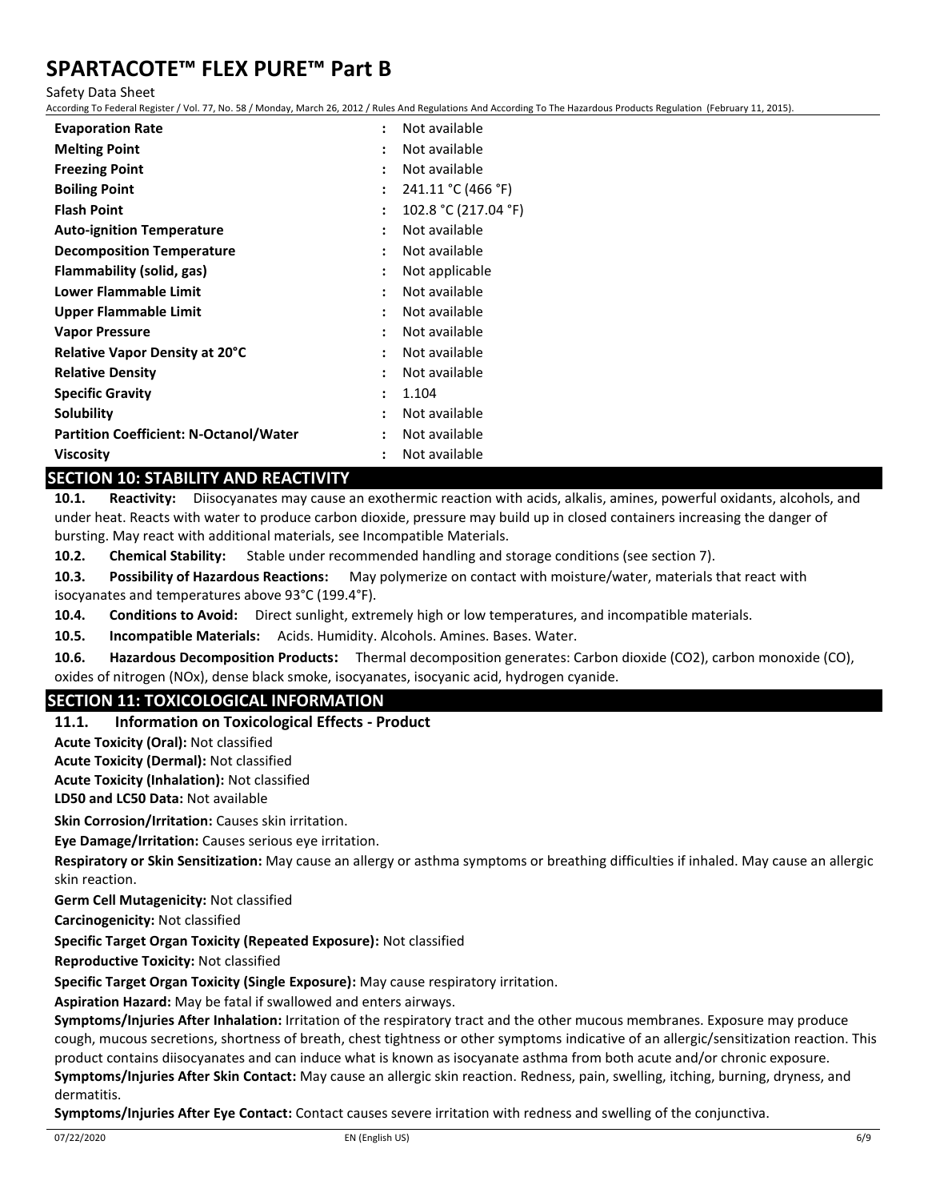| Property | | Value |
|---|---|---|
| **Evaporation Rate** | : | Not available |
| **Melting Point** | : | Not available |
| **Freezing Point** | : | Not available |
| **Boiling Point** | : | 241.11 °C (466 °F) |
| **Flash Point** | : | 102.8 °C (217.04 °F) |
| **Auto-ignition Temperature** | : | Not available |
| **Decomposition Temperature** | : | Not available |
| **Flammability (solid, gas)** | : | Not applicable |
| **Lower Flammable Limit** | : | Not available |
| **Upper Flammable Limit** | : | Not available |
| **Vapor Pressure** | : | Not available |
| **Relative Vapor Density at 20°C** | : | Not available |
| **Relative Density** | : | Not available |
| **Specific Gravity** | : | 1.104 |
| **Solubility** | : | Not available |
| **Partition Coefficient: N-Octanol/Water** | : | Not available |
| **Viscosity** | : | Not available |

## SECTION 10: STABILITY AND REACTIVITY

**10.1. Reactivity:** Diisocyanates may cause an exothermic reaction with acids, alkalis, amines, powerful oxidants, alcohols, and under heat. Reacts with water to produce carbon dioxide, pressure may build up in closed containers increasing the danger of bursting. May react with additional materials, see Incompatible Materials.

**10.2. Chemical Stability:** Stable under recommended handling and storage conditions (see section 7).

**10.3. Possibility of Hazardous Reactions:** May polymerize on contact with moisture/water, materials that react with isocyanates and temperatures above 93°C (199.4°F).

**10.4. Conditions to Avoid:** Direct sunlight, extremely high or low temperatures, and incompatible materials.

**10.5. Incompatible Materials:** Acids. Humidity. Alcohols. Amines. Bases. Water.

**10.6. Hazardous Decomposition Products:** Thermal decomposition generates: Carbon dioxide ($CO_2$), carbon monoxide (CO), oxides of nitrogen ($NO_x$), dense black smoke, isocyanates, isocyanic acid, hydrogen cyanide.

## SECTION 11: TOXICOLOGICAL INFORMATION

### 11.1. Information on Toxicological Effects - Product

**Acute Toxicity (Oral):** Not classified

**Acute Toxicity (Dermal):** Not classified

**Acute Toxicity (Inhalation):** Not classified

**LD50 and LC50 Data:** Not available

**Skin Corrosion/Irritation:** Causes skin irritation.

**Eye Damage/Irritation:** Causes serious eye irritation.

**Respiratory or Skin Sensitization:** May cause an allergy or asthma symptoms or breathing difficulties if inhaled. May cause an allergic skin reaction.

**Germ Cell Mutagenicity:** Not classified

**Carcinogenicity:** Not classified

**Specific Target Organ Toxicity (Repeated Exposure):** Not classified

**Reproductive Toxicity:** Not classified

**Specific Target Organ Toxicity (Single Exposure):** May cause respiratory irritation.

**Aspiration Hazard:** May be fatal if swallowed and enters airways.

**Symptoms/Injuries After Inhalation:** Irritation of the respiratory tract and the other mucous membranes. Exposure may produce cough, mucous secretions, shortness of breath, chest tightness or other symptoms indicative of an allergic/sensitization reaction. This product contains diisocyanates and can induce what is known as isocyanate asthma from both acute and/or chronic exposure.

**Symptoms/Injuries After Skin Contact:** May cause an allergic skin reaction. Redness, pain, swelling, itching, burning, dryness, and dermatitis.

**Symptoms/Injuries After Eye Contact:** Contact causes severe irritation with redness and swelling of the conjunctiva.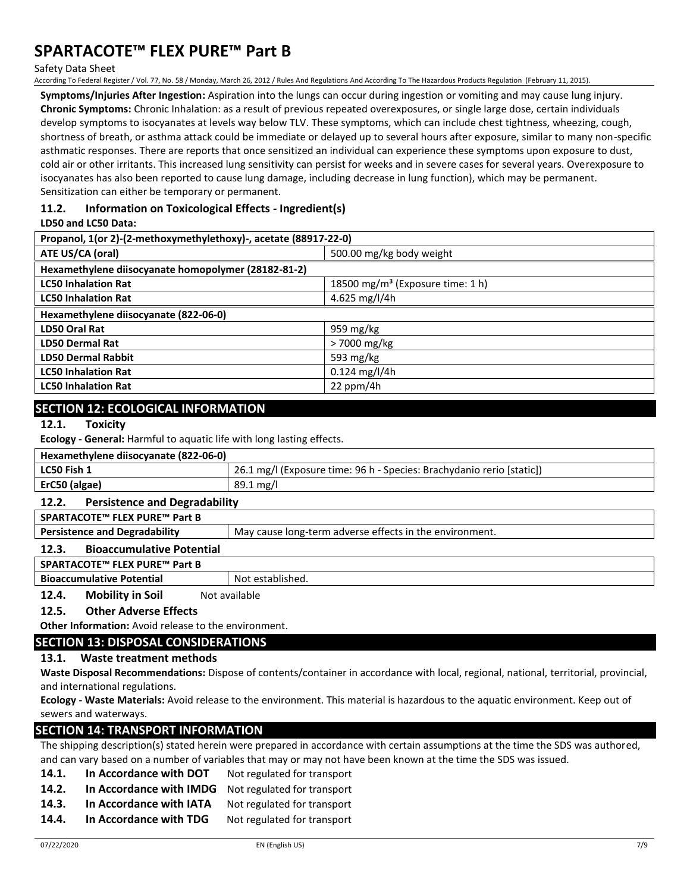**Symptoms/Injuries After Ingestion:** Aspiration into the lungs can occur during ingestion or vomiting and may cause lung injury.
**Chronic Symptoms:** Chronic Inhalation: as a result of previous repeated overexposures, or single large dose, certain individuals develop symptoms to isocyanates at levels way below TLV. These symptoms, which can include chest tightness, wheezing, cough, shortness of breath, or asthma attack could be immediate or delayed up to several hours after exposure, similar to many non-specific asthmatic responses. There are reports that once sensitized an individual can experience these symptoms upon exposure to dust, cold air or other irritants. This increased lung sensitivity can persist for weeks and in severe cases for several years. Overexposure to isocyanates has also been reported to cause lung damage, including decrease in lung function), which may be permanent. Sensitization can either be temporary or permanent.

### 11.2. Information on Toxicological Effects - Ingredient(s)

**LD50 and LC50 Data:**

| **Propanol, 1(or 2)-(2-methoxymethylethoxy)-, acetate (88917-22-0)** | |
|---|---|
| **ATE US/CA (oral)** | 500.00 mg/kg body weight |
| **Hexamethylene diisocyanate homopolymer (28182-81-2)** | |
| **LC50 Inhalation Rat** | 18500 mg/m³ (Exposure time: 1 h) |
| **LC50 Inhalation Rat** | 4.625 mg/l/4h |
| **Hexamethylene diisocyanate (822-06-0)** | |
| **LD50 Oral Rat** | 959 mg/kg |
| **LD50 Dermal Rat** | > 7000 mg/kg |
| **LD50 Dermal Rabbit** | 593 mg/kg |
| **LC50 Inhalation Rat** | 0.124 mg/l/4h |
| **LC50 Inhalation Rat** | 22 ppm/4h |

## SECTION 12: ECOLOGICAL INFORMATION

### 12.1. Toxicity

**Ecology - General:** Harmful to aquatic life with long lasting effects.

| **Hexamethylene diisocyanate (822-06-0)** | |
|---|---|
| **LC50 Fish 1** | 26.1 mg/l (Exposure time: 96 h - Species: Brachydanio rerio [static]) |
| **ErC50 (algae)** | 89.1 mg/l |

### 12.2. Persistence and Degradability

| **SPARTACOTE™ FLEX PURE™ Part B** | |
|---|---|
| **Persistence and Degradability** | May cause long-term adverse effects in the environment. |

### 12.3. Bioaccumulative Potential

| **SPARTACOTE™ FLEX PURE™ Part B** | |
|---|---|
| **Bioaccumulative Potential** | Not established. |

### 12.4. Mobility in Soil

Not available

### 12.5. Other Adverse Effects

**Other Information:** Avoid release to the environment.

## SECTION 13: DISPOSAL CONSIDERATIONS

### 13.1. Waste treatment methods

**Waste Disposal Recommendations:** Dispose of contents/container in accordance with local, regional, national, territorial, provincial, and international regulations.

**Ecology - Waste Materials:** Avoid release to the environment. This material is hazardous to the aquatic environment. Keep out of sewers and waterways.

## SECTION 14: TRANSPORT INFORMATION

The shipping description(s) stated herein were prepared in accordance with certain assumptions at the time the SDS was authored, and can vary based on a number of variables that may or may not have been known at the time the SDS was issued.

**14.1. In Accordance with DOT** Not regulated for transport

**14.2. In Accordance with IMDG** Not regulated for transport

**14.3. In Accordance with IATA** Not regulated for transport

**14.4. In Accordance with TDG** Not regulated for transport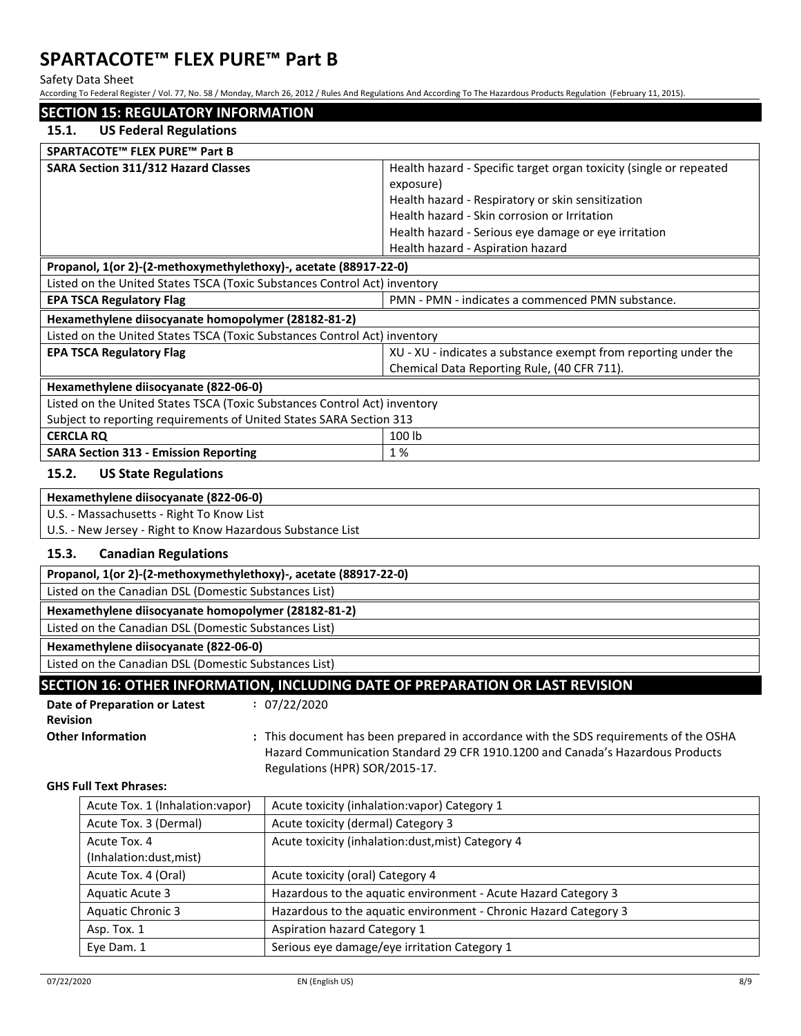## SECTION 15: REGULATORY INFORMATION

### 15.1. US Federal Regulations

| **SPARTACOTE™ FLEX PURE™ Part B** | |
|---|---|
| **SARA Section 311/312 Hazard Classes** | Health hazard - Specific target organ toxicity (single or repeated exposure)<br>Health hazard - Respiratory or skin sensitization<br>Health hazard - Skin corrosion or Irritation<br>Health hazard - Serious eye damage or eye irritation<br>Health hazard - Aspiration hazard |

| **Propanol, 1(or 2)-(2-methoxymethylethoxy)-, acetate (88917-22-0)** | |
|---|---|
| Listed on the United States TSCA (Toxic Substances Control Act) inventory | |
| **EPA TSCA Regulatory Flag** | PMN - PMN - indicates a commenced PMN substance. |

| **Hexamethylene diisocyanate homopolymer (28182-81-2)** | |
|---|---|
| Listed on the United States TSCA (Toxic Substances Control Act) inventory | |
| **EPA TSCA Regulatory Flag** | XU - XU - indicates a substance exempt from reporting under the Chemical Data Reporting Rule, (40 CFR 711). |

| **Hexamethylene diisocyanate (822-06-0)** | |
|---|---|
| Listed on the United States TSCA (Toxic Substances Control Act) inventory | |
| Subject to reporting requirements of United States SARA Section 313 | |
| **CERCLA RQ** | 100 lb |
| **SARA Section 313 - Emission Reporting** | 1 % |

### 15.2. US State Regulations

| **Hexamethylene diisocyanate (822-06-0)** |
|---|
| U.S. - Massachusetts - Right To Know List<br>U.S. - New Jersey - Right to Know Hazardous Substance List |

### 15.3. Canadian Regulations

| **Propanol, 1(or 2)-(2-methoxymethylethoxy)-, acetate (88917-22-0)** |
|---|
| Listed on the Canadian DSL (Domestic Substances List) |
| **Hexamethylene diisocyanate homopolymer (28182-81-2)** |
| Listed on the Canadian DSL (Domestic Substances List) |
| **Hexamethylene diisocyanate (822-06-0)** |
| Listed on the Canadian DSL (Domestic Substances List) |

## SECTION 16: OTHER INFORMATION, INCLUDING DATE OF PREPARATION OR LAST REVISION

**Date of Preparation or Latest Revision** : 07/22/2020

**Other Information** : This document has been prepared in accordance with the SDS requirements of the OSHA Hazard Communication Standard 29 CFR 1910.1200 and Canada's Hazardous Products Regulations (HPR) SOR/2015-17.

**GHS Full Text Phrases:**

| | |
|---|---|
| Acute Tox. 1 (Inhalation:vapor) | Acute toxicity (inhalation:vapor) Category 1 |
| Acute Tox. 3 (Dermal) | Acute toxicity (dermal) Category 3 |
| Acute Tox. 4 (Inhalation:dust,mist) | Acute toxicity (inhalation:dust,mist) Category 4 |
| Acute Tox. 4 (Oral) | Acute toxicity (oral) Category 4 |
| Aquatic Acute 3 | Hazardous to the aquatic environment - Acute Hazard Category 3 |
| Aquatic Chronic 3 | Hazardous to the aquatic environment - Chronic Hazard Category 3 |
| Asp. Tox. 1 | Aspiration hazard Category 1 |
| Eye Dam. 1 | Serious eye damage/eye irritation Category 1 |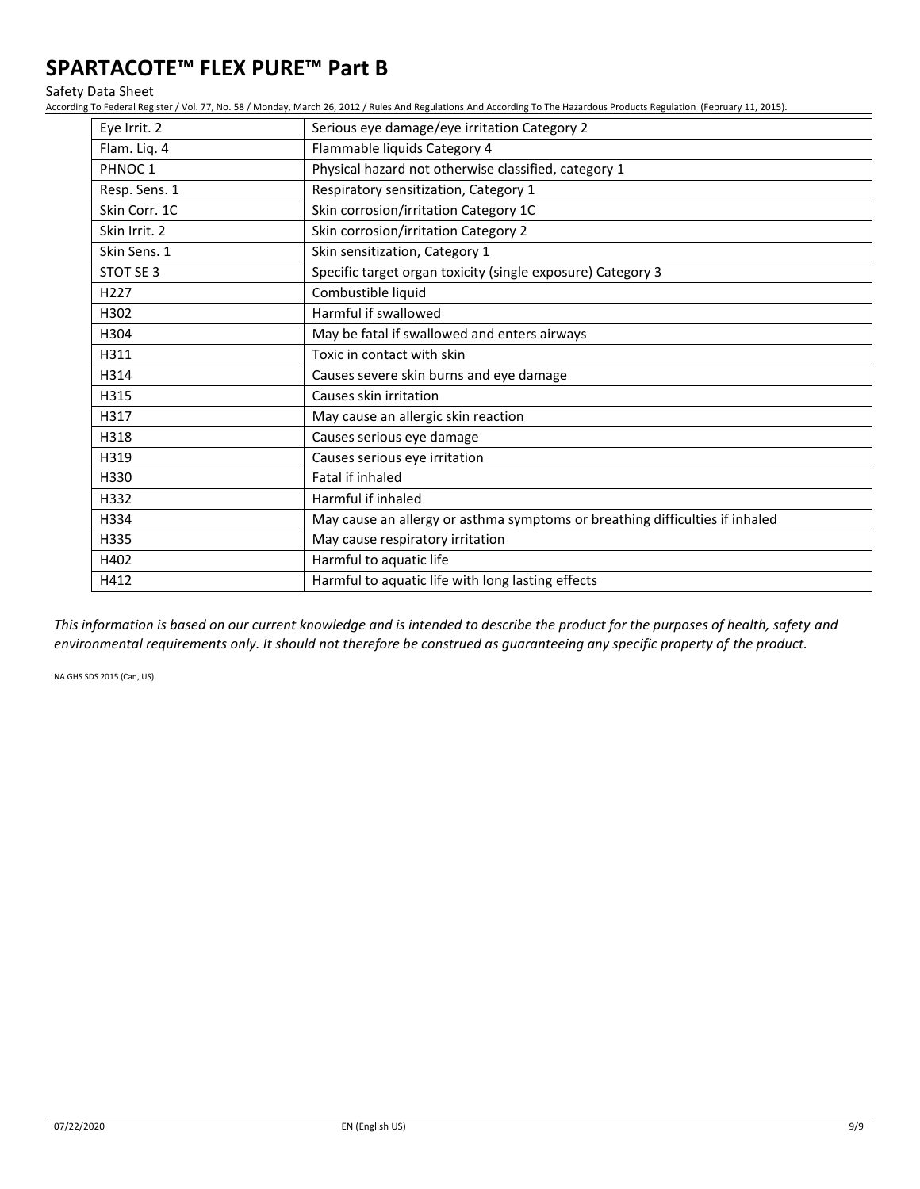| | |
|---|---|
| Eye Irrit. 2 | Serious eye damage/eye irritation Category 2 |
| Flam. Liq. 4 | Flammable liquids Category 4 |
| PHNOC 1 | Physical hazard not otherwise classified, category 1 |
| Resp. Sens. 1 | Respiratory sensitization, Category 1 |
| Skin Corr. 1C | Skin corrosion/irritation Category 1C |
| Skin Irrit. 2 | Skin corrosion/irritation Category 2 |
| Skin Sens. 1 | Skin sensitization, Category 1 |
| STOT SE 3 | Specific target organ toxicity (single exposure) Category 3 |
| H227 | Combustible liquid |
| H302 | Harmful if swallowed |
| H304 | May be fatal if swallowed and enters airways |
| H311 | Toxic in contact with skin |
| H314 | Causes severe skin burns and eye damage |
| H315 | Causes skin irritation |
| H317 | May cause an allergic skin reaction |
| H318 | Causes serious eye damage |
| H319 | Causes serious eye irritation |
| H330 | Fatal if inhaled |
| H332 | Harmful if inhaled |
| H334 | May cause an allergy or asthma symptoms or breathing difficulties if inhaled |
| H335 | May cause respiratory irritation |
| H402 | Harmful to aquatic life |
| H412 | Harmful to aquatic life with long lasting effects |

*This information is based on our current knowledge and is intended to describe the product for the purposes of health, safety and environmental requirements only. It should not therefore be construed as guaranteeing any specific property of the product.*

NA GHS SDS 2015 (Can, US)